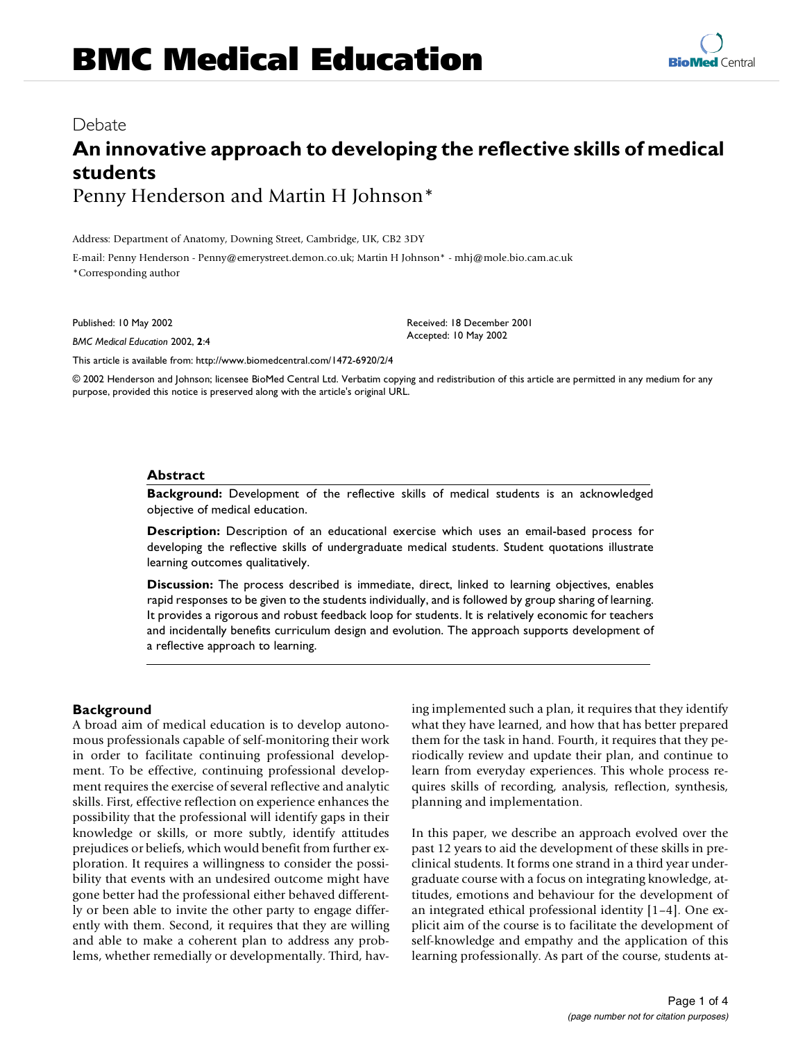# BMC Medical Education

Debate

## An innovative approach to developing the reflective skills of medical students

Penny Henderson and Martin H Johnson*

Address: Department of Anatomy, Downing Street, Cambridge, UK, CB2 3DY

E-mail: Penny Henderson - Penny@emerystreet.demon.co.uk; Martin H Johnson* - mhj@mole.bio.cam.ac.uk

*Corresponding author

Published: 10 May 2002

*BMC Medical Education* 2002, **2**:4

Received: 18 December 2001
Accepted: 10 May 2002

This article is available from: http://www.biomedcentral.com/1472-6920/2/4

© 2002 Henderson and Johnson; licensee BioMed Central Ltd. Verbatim copying and redistribution of this article are permitted in any medium for any purpose, provided this notice is preserved along with the article's original URL.

### Abstract

**Background:** Development of the reflective skills of medical students is an acknowledged objective of medical education.

**Description:** Description of an educational exercise which uses an email-based process for developing the reflective skills of undergraduate medical students. Student quotations illustrate learning outcomes qualitatively.

**Discussion:** The process described is immediate, direct, linked to learning objectives, enables rapid responses to be given to the students individually, and is followed by group sharing of learning. It provides a rigorous and robust feedback loop for students. It is relatively economic for teachers and incidentally benefits curriculum design and evolution. The approach supports development of a reflective approach to learning.

### Background

A broad aim of medical education is to develop autonomous professionals capable of self-monitoring their work in order to facilitate continuing professional development. To be effective, continuing professional development requires the exercise of several reflective and analytic skills. First, effective reflection on experience enhances the possibility that the professional will identify gaps in their knowledge or skills, or more subtly, identify attitudes prejudices or beliefs, which would benefit from further exploration. It requires a willingness to consider the possibility that events with an undesired outcome might have gone better had the professional either behaved differently or been able to invite the other party to engage differently with them. Second, it requires that they are willing and able to make a coherent plan to address any problems, whether remedially or developmentally. Third, having implemented such a plan, it requires that they identify what they have learned, and how that has better prepared them for the task in hand. Fourth, it requires that they periodically review and update their plan, and continue to learn from everyday experiences. This whole process requires skills of recording, analysis, reflection, synthesis, planning and implementation.

In this paper, we describe an approach evolved over the past 12 years to aid the development of these skills in preclinical students. It forms one strand in a third year undergraduate course with a focus on integrating knowledge, attitudes, emotions and behaviour for the development of an integrated ethical professional identity [1–4]. One explicit aim of the course is to facilitate the development of self-knowledge and empathy and the application of this learning professionally. As part of the course, students at-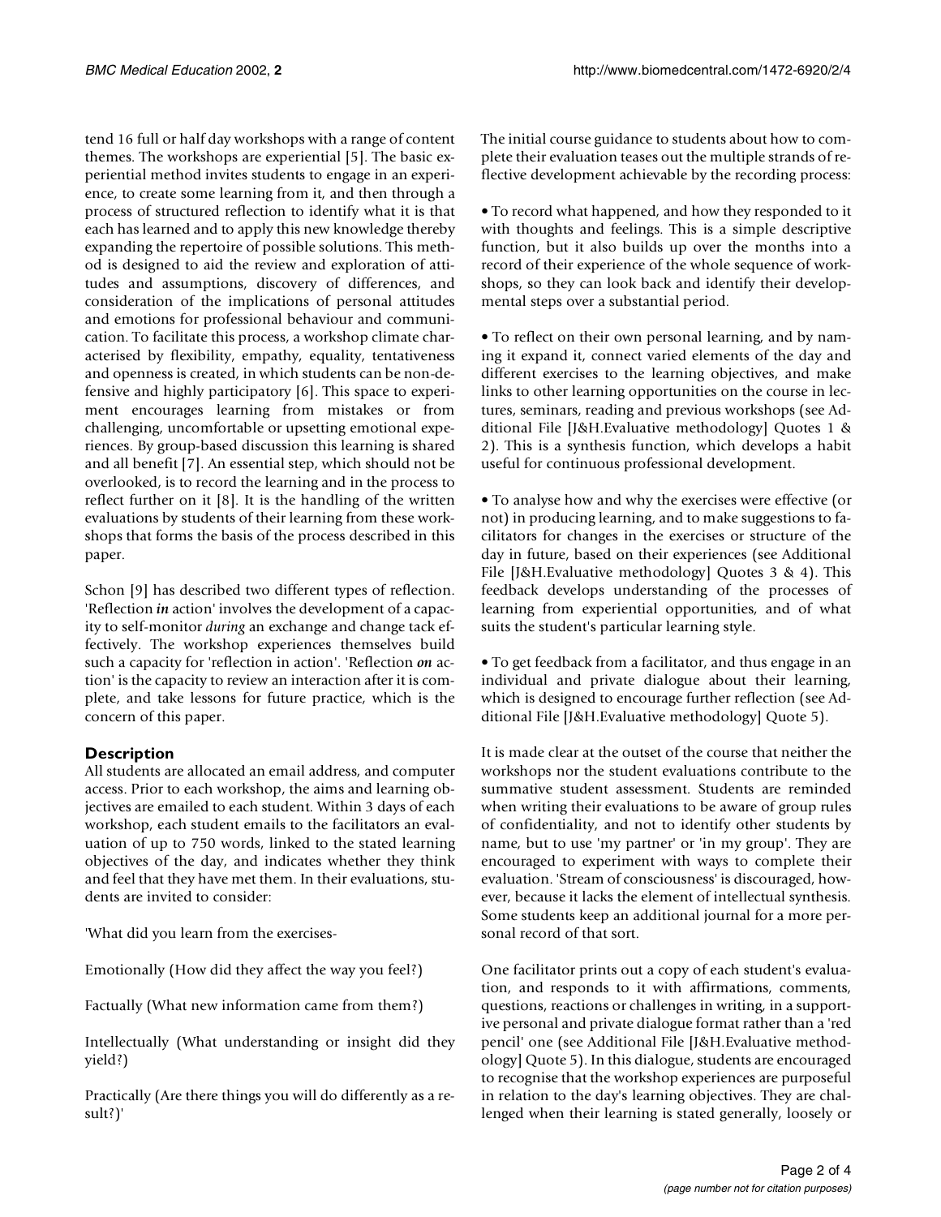tend 16 full or half day workshops with a range of content themes. The workshops are experiential [5]. The basic experiential method invites students to engage in an experience, to create some learning from it, and then through a process of structured reflection to identify what it is that each has learned and to apply this new knowledge thereby expanding the repertoire of possible solutions. This method is designed to aid the review and exploration of attitudes and assumptions, discovery of differences, and consideration of the implications of personal attitudes and emotions for professional behaviour and communication. To facilitate this process, a workshop climate characterised by flexibility, empathy, equality, tentativeness and openness is created, in which students can be non-defensive and highly participatory [6]. This space to experiment encourages learning from mistakes or from challenging, uncomfortable or upsetting emotional experiences. By group-based discussion this learning is shared and all benefit [7]. An essential step, which should not be overlooked, is to record the learning and in the process to reflect further on it [8]. It is the handling of the written evaluations by students of their learning from these workshops that forms the basis of the process described in this paper.

Schon [9] has described two different types of reflection. 'Reflection ***in*** action' involves the development of a capacity to self-monitor *during* an exchange and change tack effectively. The workshop experiences themselves build such a capacity for 'reflection in action'. 'Reflection ***on*** action' is the capacity to review an interaction after it is complete, and take lessons for future practice, which is the concern of this paper.

## Description

All students are allocated an email address, and computer access. Prior to each workshop, the aims and learning objectives are emailed to each student. Within 3 days of each workshop, each student emails to the facilitators an evaluation of up to 750 words, linked to the stated learning objectives of the day, and indicates whether they think and feel that they have met them. In their evaluations, students are invited to consider:

'What did you learn from the exercises-

Emotionally (How did they affect the way you feel?)

Factually (What new information came from them?)

Intellectually (What understanding or insight did they yield?)

Practically (Are there things you will do differently as a result?)'

The initial course guidance to students about how to complete their evaluation teases out the multiple strands of reflective development achievable by the recording process:

- To record what happened, and how they responded to it with thoughts and feelings. This is a simple descriptive function, but it also builds up over the months into a record of their experience of the whole sequence of workshops, so they can look back and identify their developmental steps over a substantial period.

- To reflect on their own personal learning, and by naming it expand it, connect varied elements of the day and different exercises to the learning objectives, and make links to other learning opportunities on the course in lectures, seminars, reading and previous workshops (see Additional File [J&H.Evaluative methodology] Quotes 1 & 2). This is a synthesis function, which develops a habit useful for continuous professional development.

- To analyse how and why the exercises were effective (or not) in producing learning, and to make suggestions to facilitators for changes in the exercises or structure of the day in future, based on their experiences (see Additional File [J&H.Evaluative methodology] Quotes 3 & 4). This feedback develops understanding of the processes of learning from experiential opportunities, and of what suits the student's particular learning style.

- To get feedback from a facilitator, and thus engage in an individual and private dialogue about their learning, which is designed to encourage further reflection (see Additional File [J&H.Evaluative methodology] Quote 5).

It is made clear at the outset of the course that neither the workshops nor the student evaluations contribute to the summative student assessment. Students are reminded when writing their evaluations to be aware of group rules of confidentiality, and not to identify other students by name, but to use 'my partner' or 'in my group'. They are encouraged to experiment with ways to complete their evaluation. 'Stream of consciousness' is discouraged, however, because it lacks the element of intellectual synthesis. Some students keep an additional journal for a more personal record of that sort.

One facilitator prints out a copy of each student's evaluation, and responds to it with affirmations, comments, questions, reactions or challenges in writing, in a supportive personal and private dialogue format rather than a 'red pencil' one (see Additional File [J&H.Evaluative methodology] Quote 5). In this dialogue, students are encouraged to recognise that the workshop experiences are purposeful in relation to the day's learning objectives. They are challenged when their learning is stated generally, loosely or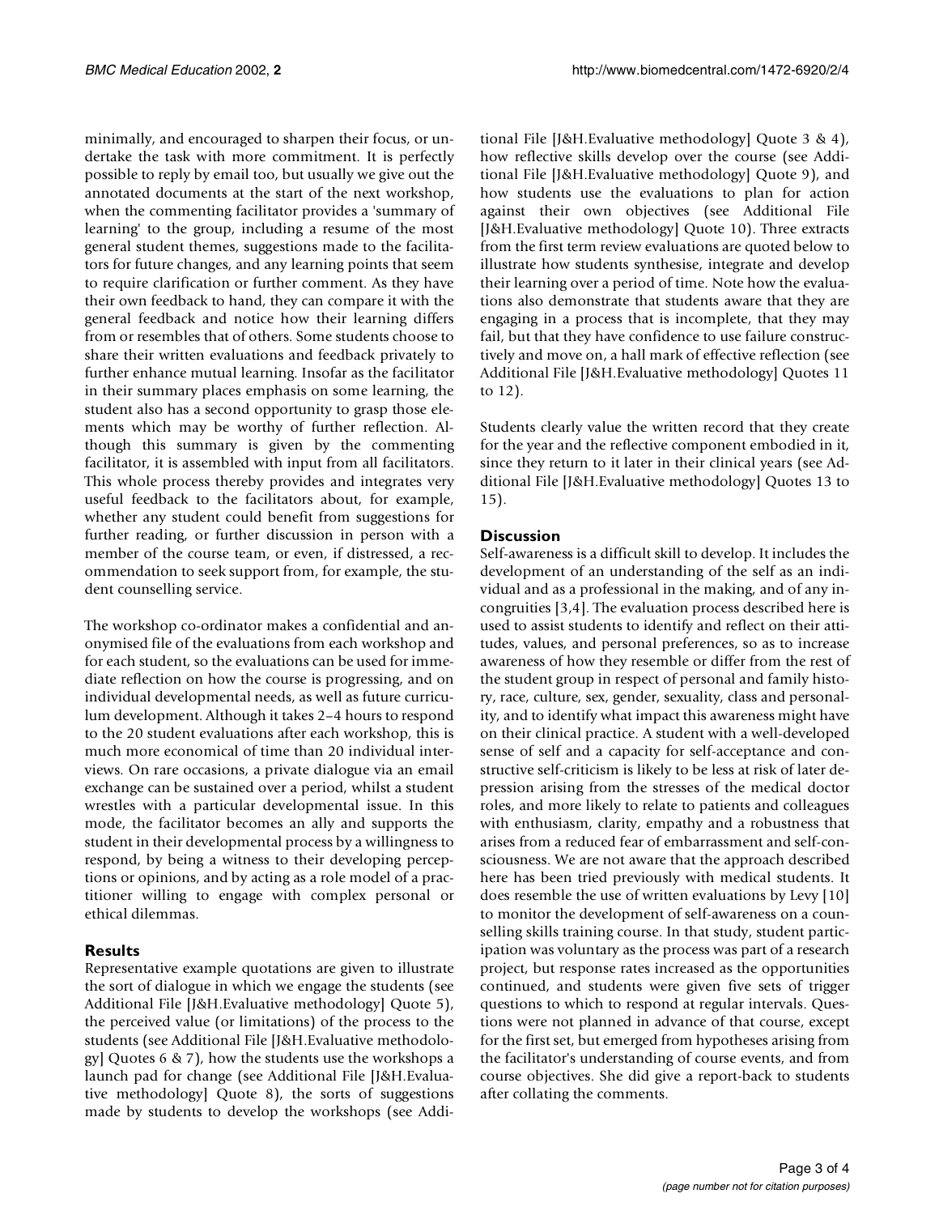minimally, and encouraged to sharpen their focus, or undertake the task with more commitment. It is perfectly possible to reply by email too, but usually we give out the annotated documents at the start of the next workshop, when the commenting facilitator provides a 'summary of learning' to the group, including a resume of the most general student themes, suggestions made to the facilitators for future changes, and any learning points that seem to require clarification or further comment. As they have their own feedback to hand, they can compare it with the general feedback and notice how their learning differs from or resembles that of others. Some students choose to share their written evaluations and feedback privately to further enhance mutual learning. Insofar as the facilitator in their summary places emphasis on some learning, the student also has a second opportunity to grasp those elements which may be worthy of further reflection. Although this summary is given by the commenting facilitator, it is assembled with input from all facilitators. This whole process thereby provides and integrates very useful feedback to the facilitators about, for example, whether any student could benefit from suggestions for further reading, or further discussion in person with a member of the course team, or even, if distressed, a recommendation to seek support from, for example, the student counselling service.

The workshop co-ordinator makes a confidential and anonymised file of the evaluations from each workshop and for each student, so the evaluations can be used for immediate reflection on how the course is progressing, and on individual developmental needs, as well as future curriculum development. Although it takes 2–4 hours to respond to the 20 student evaluations after each workshop, this is much more economical of time than 20 individual interviews. On rare occasions, a private dialogue via an email exchange can be sustained over a period, whilst a student wrestles with a particular developmental issue. In this mode, the facilitator becomes an ally and supports the student in their developmental process by a willingness to respond, by being a witness to their developing perceptions or opinions, and by acting as a role model of a practitioner willing to engage with complex personal or ethical dilemmas.

## Results

Representative example quotations are given to illustrate the sort of dialogue in which we engage the students (see Additional File [J&H.Evaluative methodology] Quote 5), the perceived value (or limitations) of the process to the students (see Additional File [J&H.Evaluative methodology] Quotes 6 & 7), how the students use the workshops a launch pad for change (see Additional File [J&H.Evaluative methodology] Quote 8), the sorts of suggestions made by students to develop the workshops (see Additional File [J&H.Evaluative methodology] Quote 3 & 4), how reflective skills develop over the course (see Additional File [J&H.Evaluative methodology] Quote 9), and how students use the evaluations to plan for action against their own objectives (see Additional File [J&H.Evaluative methodology] Quote 10). Three extracts from the first term review evaluations are quoted below to illustrate how students synthesise, integrate and develop their learning over a period of time. Note how the evaluations also demonstrate that students aware that they are engaging in a process that is incomplete, that they may fail, but that they have confidence to use failure constructively and move on, a hall mark of effective reflection (see Additional File [J&H.Evaluative methodology] Quotes 11 to 12).

Students clearly value the written record that they create for the year and the reflective component embodied in it, since they return to it later in their clinical years (see Additional File [J&H.Evaluative methodology] Quotes 13 to 15).

## Discussion

Self-awareness is a difficult skill to develop. It includes the development of an understanding of the self as an individual and as a professional in the making, and of any incongruities [3,4]. The evaluation process described here is used to assist students to identify and reflect on their attitudes, values, and personal preferences, so as to increase awareness of how they resemble or differ from the rest of the student group in respect of personal and family history, race, culture, sex, gender, sexuality, class and personality, and to identify what impact this awareness might have on their clinical practice. A student with a well-developed sense of self and a capacity for self-acceptance and constructive self-criticism is likely to be less at risk of later depression arising from the stresses of the medical doctor roles, and more likely to relate to patients and colleagues with enthusiasm, clarity, empathy and a robustness that arises from a reduced fear of embarrassment and self-consciousness. We are not aware that the approach described here has been tried previously with medical students. It does resemble the use of written evaluations by Levy [10] to monitor the development of self-awareness on a counselling skills training course. In that study, student participation was voluntary as the process was part of a research project, but response rates increased as the opportunities continued, and students were given five sets of trigger questions to which to respond at regular intervals. Questions were not planned in advance of that course, except for the first set, but emerged from hypotheses arising from the facilitator's understanding of course events, and from course objectives. She did give a report-back to students after collating the comments.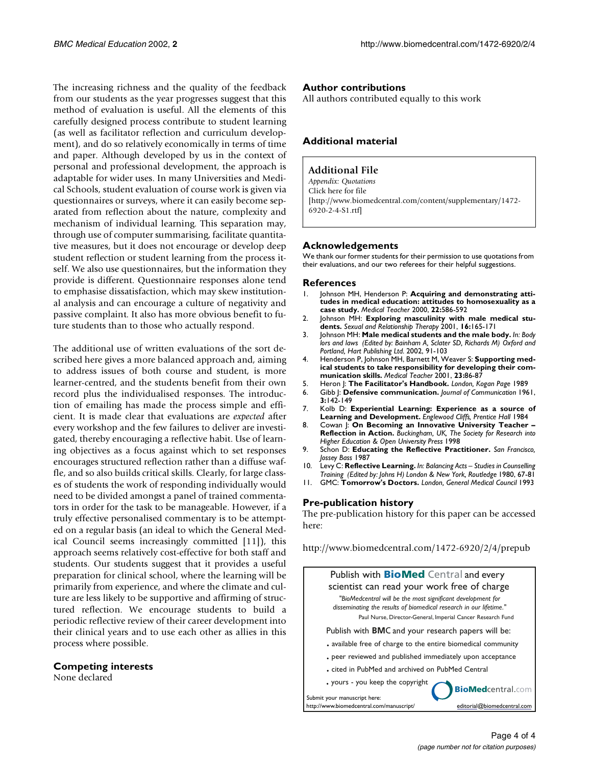The increasing richness and the quality of the feedback from our students as the year progresses suggest that this method of evaluation is useful. All the elements of this carefully designed process contribute to student learning (as well as facilitator reflection and curriculum development), and do so relatively economically in terms of time and paper. Although developed by us in the context of personal and professional development, the approach is adaptable for wider uses. In many Universities and Medical Schools, student evaluation of course work is given via questionnaires or surveys, where it can easily become separated from reflection about the nature, complexity and mechanism of individual learning. This separation may, through use of computer summarising, facilitate quantitative measures, but it does not encourage or develop deep student reflection or student learning from the process itself. We also use questionnaires, but the information they provide is different. Questionnaire responses alone tend to emphasise dissatisfaction, which may skew institutional analysis and can encourage a culture of negativity and passive complaint. It also has more obvious benefit to future students than to those who actually respond.

The additional use of written evaluations of the sort described here gives a more balanced approach and, aiming to address issues of both course and student, is more learner-centred, and the students benefit from their own record plus the individualised responses. The introduction of emailing has made the process simple and efficient. It is made clear that evaluations are *expected* after every workshop and the few failures to deliver are investigated, thereby encouraging a reflective habit. Use of learning objectives as a focus against which to set responses encourages structured reflection rather than a diffuse waffle, and so also builds critical skills. Clearly, for large classes of students the work of responding individually would need to be divided amongst a panel of trained commentators in order for the task to be manageable. However, if a truly effective personalised commentary is to be attempted on a regular basis (an ideal to which the General Medical Council seems increasingly committed [11]), this approach seems relatively cost-effective for both staff and students. Our students suggest that it provides a useful preparation for clinical school, where the learning will be primarily from experience, and where the climate and culture are less likely to be supportive and affirming of structured reflection. We encourage students to build a periodic reflective review of their career development into their clinical years and to use each other as allies in this process where possible.

## Competing interests

None declared

## Author contributions

All authors contributed equally to this work

## Additional material

**Additional File**
*Appendix: Quotations*
Click here for file
[http://www.biomedcentral.com/content/supplementary/1472-6920-2-4-S1.rtf]

## Acknowledgements

We thank our former students for their permission to use quotations from their evaluations, and our two referees for their helpful suggestions.

## References

1. Johnson MH, Henderson P: **Acquiring and demonstrating attitudes in medical education: attitudes to homosexuality as a case study.** *Medical Teacher* 2000, **22:**586-592
2. Johnson MH: **Exploring masculinity with male medical students.** *Sexual and Relationship Therapy* 2001, **16:**165-171
3. Johnson MH: **Male medical students and the male body.** *In: Body lors and laws (Edited by: Bainham A, Sclater SD, Richards M) Oxford and Portland, Hart Publishing Ltd.* 2002, 91-103
4. Henderson P, Johnson MH, Barnett M, Weaver S: **Supporting medical students to take responsibility for developing their communication skills.** *Medical Teacher* 2001, **23:**86-87
5. Heron J: **The Facilitator's Handbook.** *London, Kogan Page* 1989
6. Gibb J: **Defensive communication.** *Journal of Communication* 1961, **3:**142-149
7. Kolb D: **Experiential Learning: Experience as a source of Learning and Development.** *Englewood Cliffs, Prentice Hall* 1984
8. Cowan J: **On Becoming an Innovative University Teacher – Reflection in Action.** *Buckingham, UK, The Society for Research into Higher Education & Open University Press* 1998
9. Schon D: **Educating the Reflective Practitioner.** *San Francisco, Jossey Bass* 1987
10. Levy C: **Reflective Learning.** *In: Balancing Acts – Studies in Counselling Training (Edited by: Johns H) London & New York, Routledge* 1980, 67-81
11. GMC: **Tomorrow's Doctors.** *London, General Medical Council* 1993

## Pre-publication history

The pre-publication history for this paper can be accessed here:

http://www.biomedcentral.com/1472-6920/2/4/prepub

Publish with **BioMed** Central and every scientist can read your work free of charge

*"BioMedcentral will be the most significant development for disseminating the results of biomedical research in our lifetime."*
Paul Nurse, Director-General, Imperial Cancer Research Fund

Publish with **BMC** and your research papers will be:

- available free of charge to the entire biomedical community
- peer reviewed and published immediately upon acceptance
- cited in PubMed and archived on PubMed Central
- yours - you keep the copyright

Submit your manuscript here:
http://www.biomedcentral.com/manuscript/

BioMedcentral.com

editorial@biomedcentral.com